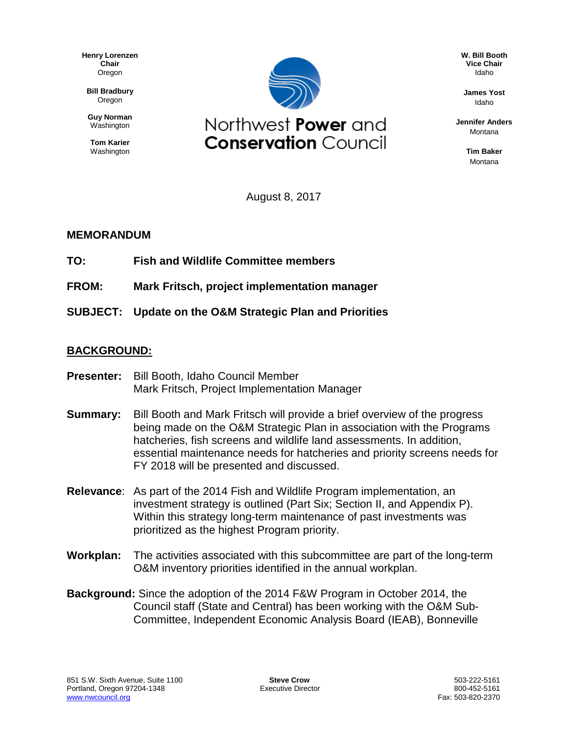Henry Lorenzen
**Chair**
Oregon

**Bill Bradbury**
Oregon

**Guy Norman**
Washington

**Tom Karier**
Washington

# Northwest **Power** and **Conservation** Council

**W. Bill Booth**
**Vice Chair**
Idaho

**James Yost**
Idaho

**Jennifer Anders**
Montana

**Tim Baker**
Montana

August 8, 2017

## MEMORANDUM

**TO:** **Fish and Wildlife Committee members**

**FROM:** **Mark Fritsch, project implementation manager**

**SUBJECT:** **Update on the O&M Strategic Plan and Priorities**

## BACKGROUND:

**Presenter:** Bill Booth, Idaho Council Member
Mark Fritsch, Project Implementation Manager

**Summary:** Bill Booth and Mark Fritsch will provide a brief overview of the progress being made on the O&M Strategic Plan in association with the Programs hatcheries, fish screens and wildlife land assessments. In addition, essential maintenance needs for hatcheries and priority screens needs for FY 2018 will be presented and discussed.

**Relevance**: As part of the 2014 Fish and Wildlife Program implementation, an investment strategy is outlined (Part Six; Section II, and Appendix P). Within this strategy long-term maintenance of past investments was prioritized as the highest Program priority.

**Workplan:** The activities associated with this subcommittee are part of the long-term O&M inventory priorities identified in the annual workplan.

**Background:** Since the adoption of the 2014 F&W Program in October 2014, the Council staff (State and Central) has been working with the O&M Sub-Committee, Independent Economic Analysis Board (IEAB), Bonneville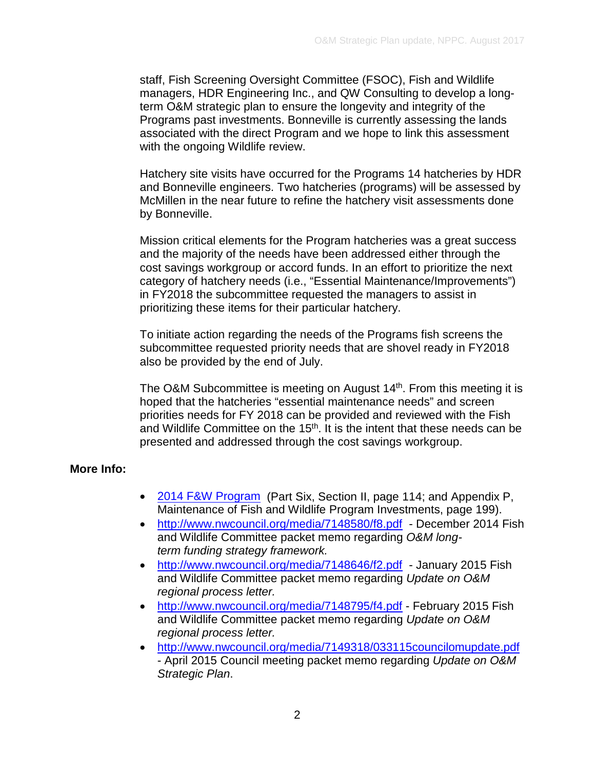staff, Fish Screening Oversight Committee (FSOC), Fish and Wildlife managers, HDR Engineering Inc., and QW Consulting to develop a long-term O&M strategic plan to ensure the longevity and integrity of the Programs past investments. Bonneville is currently assessing the lands associated with the direct Program and we hope to link this assessment with the ongoing Wildlife review.

Hatchery site visits have occurred for the Programs 14 hatcheries by HDR and Bonneville engineers. Two hatcheries (programs) will be assessed by McMillen in the near future to refine the hatchery visit assessments done by Bonneville.

Mission critical elements for the Program hatcheries was a great success and the majority of the needs have been addressed either through the cost savings workgroup or accord funds. In an effort to prioritize the next category of hatchery needs (i.e., "Essential Maintenance/Improvements") in FY2018 the subcommittee requested the managers to assist in prioritizing these items for their particular hatchery.

To initiate action regarding the needs of the Programs fish screens the subcommittee requested priority needs that are shovel ready in FY2018 also be provided by the end of July.

The O&M Subcommittee is meeting on August 14th. From this meeting it is hoped that the hatcheries "essential maintenance needs" and screen priorities needs for FY 2018 can be provided and reviewed with the Fish and Wildlife Committee on the 15th. It is the intent that these needs can be presented and addressed through the cost savings workgroup.

**More Info:**

- 2014 F&W Program (Part Six, Section II, page 114; and Appendix P, Maintenance of Fish and Wildlife Program Investments, page 199).
- http://www.nwcouncil.org/media/7148580/f8.pdf - December 2014 Fish and Wildlife Committee packet memo regarding *O&M long-term funding strategy framework.*
- http://www.nwcouncil.org/media/7148646/f2.pdf - January 2015 Fish and Wildlife Committee packet memo regarding *Update on O&M regional process letter.*
- http://www.nwcouncil.org/media/7148795/f4.pdf - February 2015 Fish and Wildlife Committee packet memo regarding *Update on O&M regional process letter.*
- http://www.nwcouncil.org/media/7149318/033115councilomupdate.pdf - April 2015 Council meeting packet memo regarding *Update on O&M Strategic Plan*.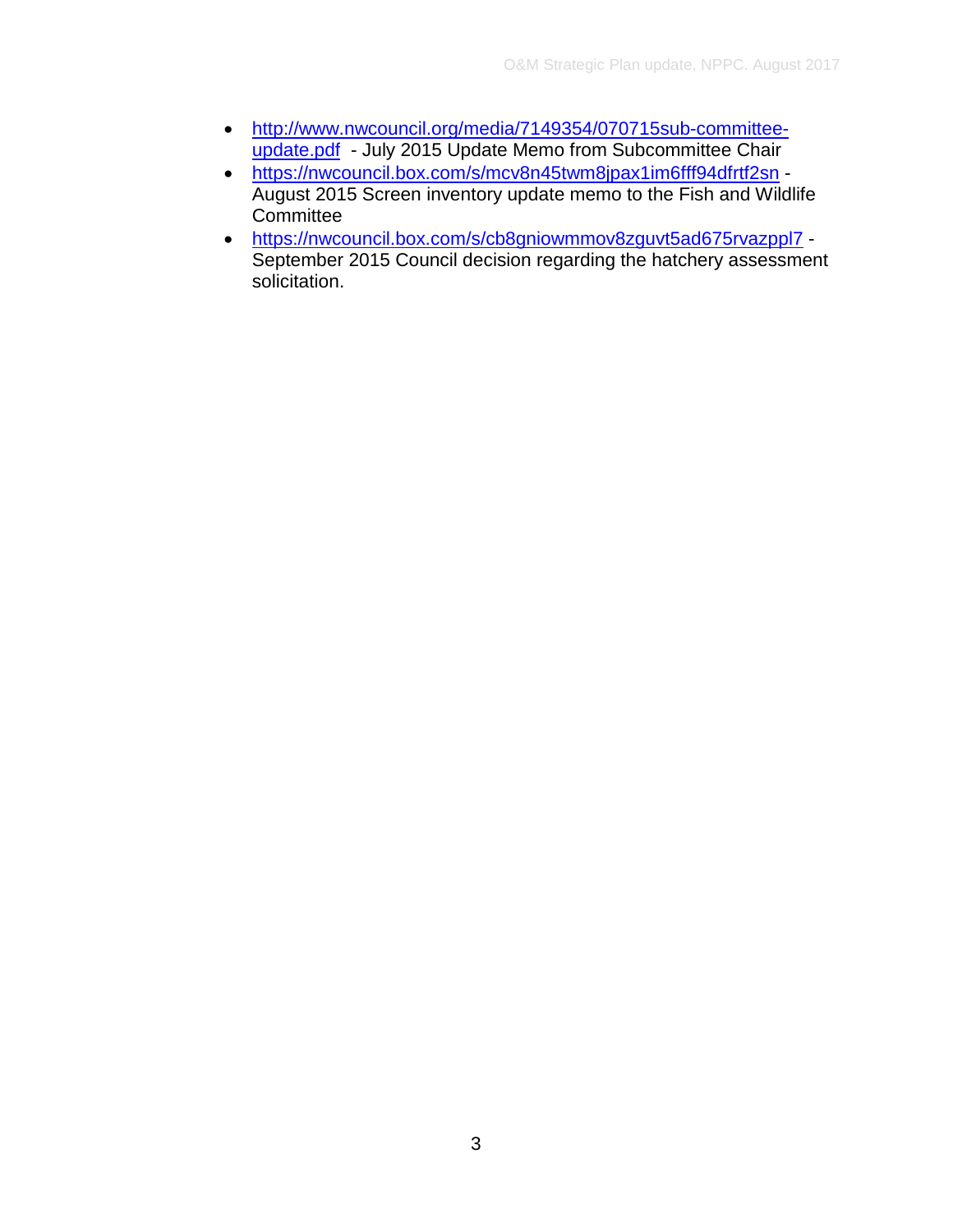- http://www.nwcouncil.org/media/7149354/070715sub-committee-update.pdf - July 2015 Update Memo from Subcommittee Chair
- https://nwcouncil.box.com/s/mcv8n45twm8jpax1im6fff94dfrtf2sn - August 2015 Screen inventory update memo to the Fish and Wildlife Committee
- https://nwcouncil.box.com/s/cb8gniowmmov8zguvt5ad675rvazppl7 - September 2015 Council decision regarding the hatchery assessment solicitation.